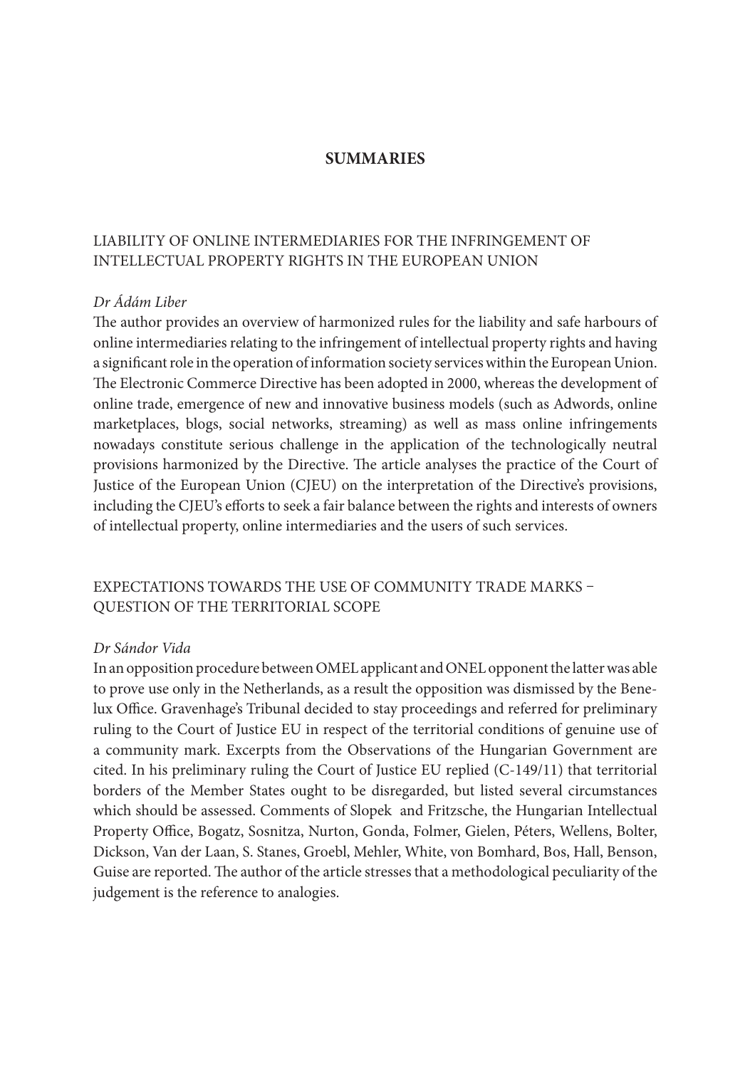# SUMMARIES

## LIABILITY OF ONLINE INTERMEDIARIES FOR THE INFRINGEMENT OF INTELLECTUAL PROPERTY RIGHTS IN THE EUROPEAN UNION

*Dr Ádám Liber*

The author provides an overview of harmonized rules for the liability and safe harbours of online intermediaries relating to the infringement of intellectual property rights and having a significant role in the operation of information society services within the European Union. The Electronic Commerce Directive has been adopted in 2000, whereas the development of online trade, emergence of new and innovative business models (such as Adwords, online marketplaces, blogs, social networks, streaming) as well as mass online infringements nowadays constitute serious challenge in the application of the technologically neutral provisions harmonized by the Directive. The article analyses the practice of the Court of Justice of the European Union (CJEU) on the interpretation of the Directive's provisions, including the CJEU's efforts to seek a fair balance between the rights and interests of owners of intellectual property, online intermediaries and the users of such services.

## EXPECTATIONS TOWARDS THE USE OF COMMUNITY TRADE MARKS – QUESTION OF THE TERRITORIAL SCOPE

*Dr Sándor Vida*

In an opposition procedure between OMEL applicant and ONEL opponent the latter was able to prove use only in the Netherlands, as a result the opposition was dismissed by the Benelux Office. Gravenhage's Tribunal decided to stay proceedings and referred for preliminary ruling to the Court of Justice EU in respect of the territorial conditions of genuine use of a community mark. Excerpts from the Observations of the Hungarian Government are cited. In his preliminary ruling the Court of Justice EU replied (C-149/11) that territorial borders of the Member States ought to be disregarded, but listed several circumstances which should be assessed. Comments of Slopek and Fritzsche, the Hungarian Intellectual Property Office, Bogatz, Sosnitza, Nurton, Gonda, Folmer, Gielen, Péters, Wellens, Bolter, Dickson, Van der Laan, S. Stanes, Groebl, Mehler, White, von Bomhard, Bos, Hall, Benson, Guise are reported. The author of the article stresses that a methodological peculiarity of the judgement is the reference to analogies.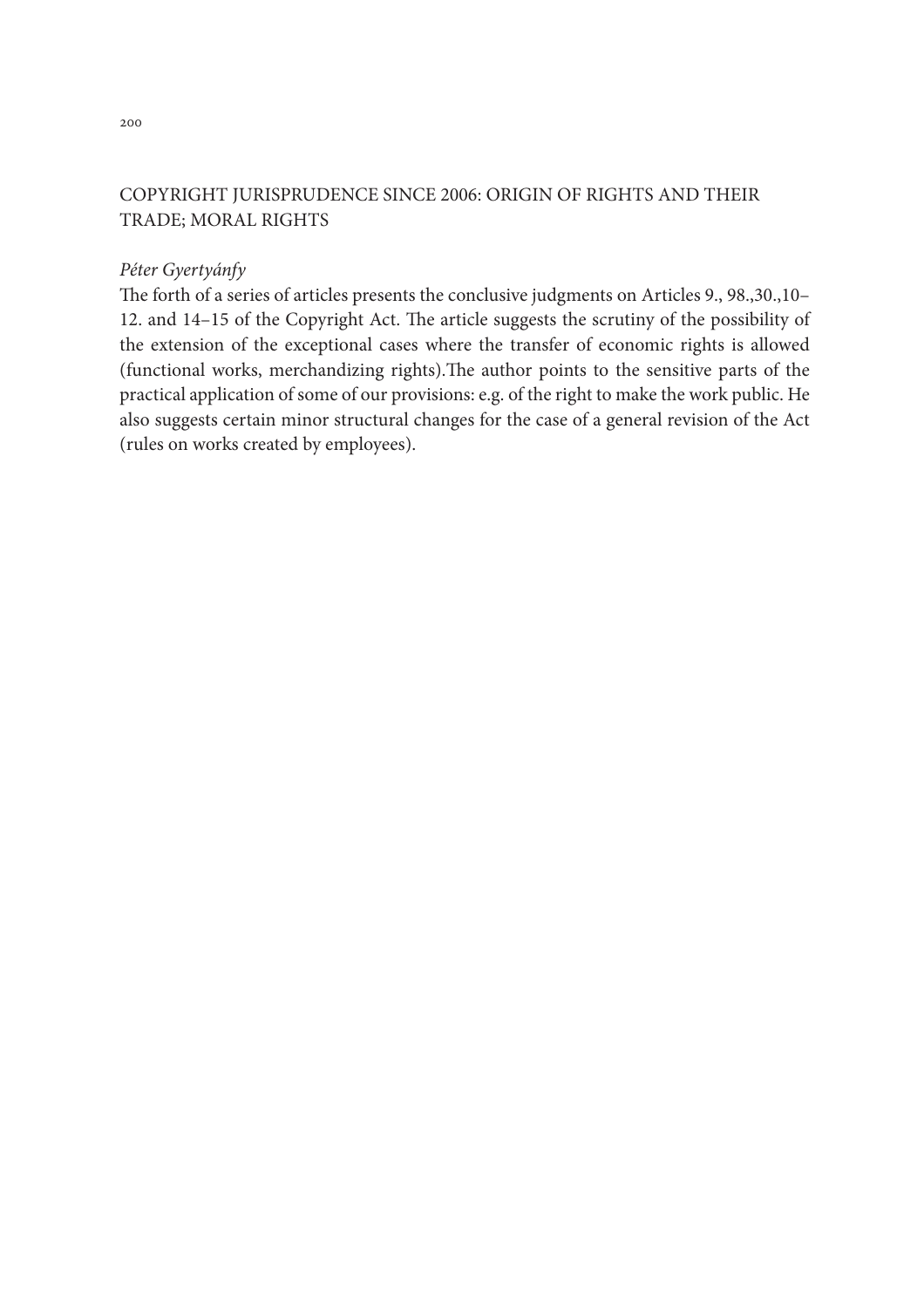## COPYRIGHT JURISPRUDENCE SINCE 2006: ORIGIN OF RIGHTS AND THEIR TRADE; MORAL RIGHTS

*Péter Gyertyánfy*

The forth of a series of articles presents the conclusive judgments on Articles 9., 98.,30.,10–12. and 14–15 of the Copyright Act. The article suggests the scrutiny of the possibility of the extension of the exceptional cases where the transfer of economic rights is allowed (functional works, merchandizing rights).The author points to the sensitive parts of the practical application of some of our provisions: e.g. of the right to make the work public. He also suggests certain minor structural changes for the case of a general revision of the Act (rules on works created by employees).